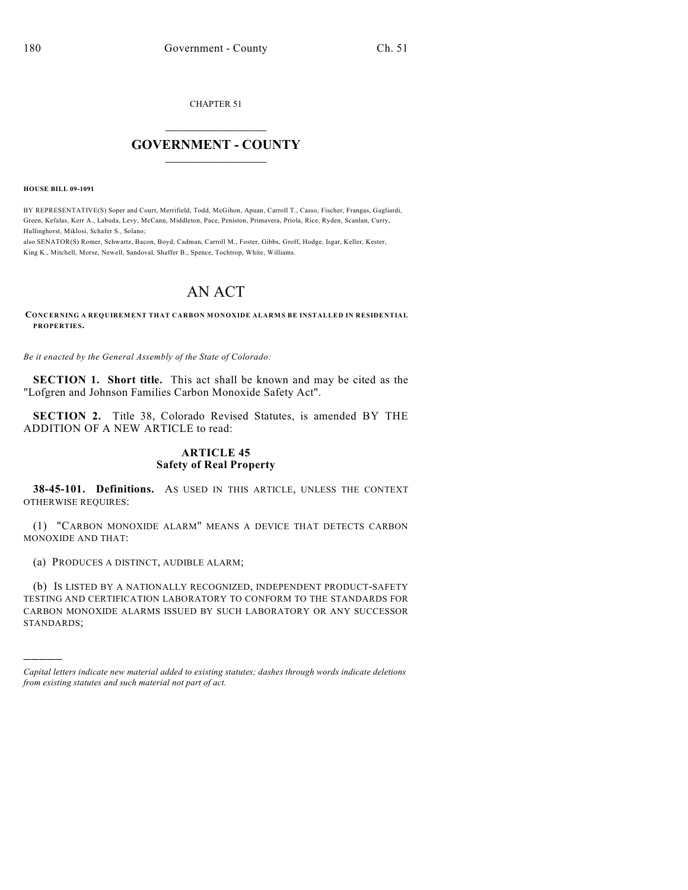CHAPTER 51

# GOVERNMENT - COUNTY

**HOUSE BILL 09-1091**

BY REPRESENTATIVE(S) Soper and Court, Merrifield, Todd, McGihon, Apuan, Carroll T., Casso, Fischer, Frangas, Gagliardi, Green, Kefalas, Kerr A., Labuda, Levy, McCann, Middleton, Pace, Peniston, Primavera, Priola, Rice, Ryden, Scanlan, Curry, Hullinghorst, Miklosi, Schafer S., Solano;
also SENATOR(S) Romer, Schwartz, Bacon, Boyd, Cadman, Carroll M., Foster, Gibbs, Groff, Hodge, Isgar, Keller, Kester, King K., Mitchell, Morse, Newell, Sandoval, Shaffer B., Spence, Tochtrop, White, Williams.

# AN ACT

**CONCERNING A REQUIREMENT THAT CARBON MONOXIDE ALARMS BE INSTALLED IN RESIDENTIAL PROPERTIES.**

*Be it enacted by the General Assembly of the State of Colorado:*

**SECTION 1. Short title.** This act shall be known and may be cited as the "Lofgren and Johnson Families Carbon Monoxide Safety Act".

**SECTION 2.** Title 38, Colorado Revised Statutes, is amended BY THE ADDITION OF A NEW ARTICLE to read:

### ARTICLE 45
### Safety of Real Property

**38-45-101. Definitions.** AS USED IN THIS ARTICLE, UNLESS THE CONTEXT OTHERWISE REQUIRES:

(1) "CARBON MONOXIDE ALARM" MEANS A DEVICE THAT DETECTS CARBON MONOXIDE AND THAT:

(a) PRODUCES A DISTINCT, AUDIBLE ALARM;

(b) IS LISTED BY A NATIONALLY RECOGNIZED, INDEPENDENT PRODUCT-SAFETY TESTING AND CERTIFICATION LABORATORY TO CONFORM TO THE STANDARDS FOR CARBON MONOXIDE ALARMS ISSUED BY SUCH LABORATORY OR ANY SUCCESSOR STANDARDS;

---

*Capital letters indicate new material added to existing statutes; dashes through words indicate deletions from existing statutes and such material not part of act.*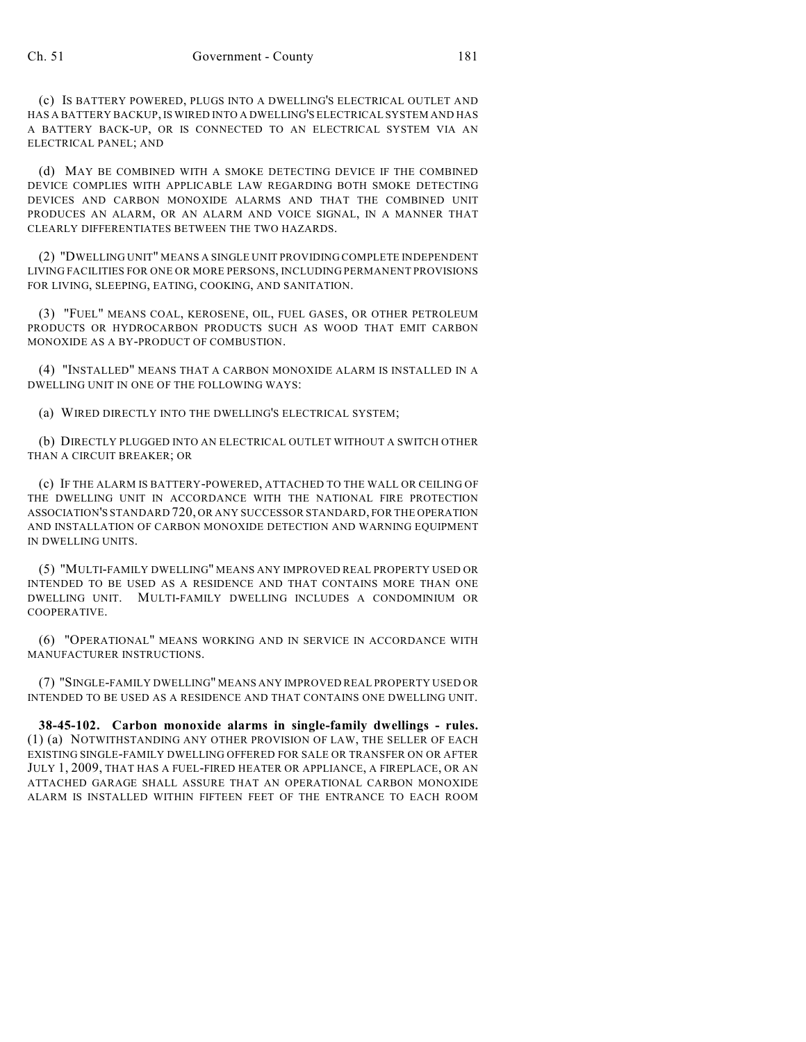(c) IS BATTERY POWERED, PLUGS INTO A DWELLING'S ELECTRICAL OUTLET AND HAS A BATTERY BACKUP, IS WIRED INTO A DWELLING'S ELECTRICAL SYSTEM AND HAS A BATTERY BACK-UP, OR IS CONNECTED TO AN ELECTRICAL SYSTEM VIA AN ELECTRICAL PANEL; AND

(d) MAY BE COMBINED WITH A SMOKE DETECTING DEVICE IF THE COMBINED DEVICE COMPLIES WITH APPLICABLE LAW REGARDING BOTH SMOKE DETECTING DEVICES AND CARBON MONOXIDE ALARMS AND THAT THE COMBINED UNIT PRODUCES AN ALARM, OR AN ALARM AND VOICE SIGNAL, IN A MANNER THAT CLEARLY DIFFERENTIATES BETWEEN THE TWO HAZARDS.

(2) "DWELLING UNIT" MEANS A SINGLE UNIT PROVIDING COMPLETE INDEPENDENT LIVING FACILITIES FOR ONE OR MORE PERSONS, INCLUDING PERMANENT PROVISIONS FOR LIVING, SLEEPING, EATING, COOKING, AND SANITATION.

(3) "FUEL" MEANS COAL, KEROSENE, OIL, FUEL GASES, OR OTHER PETROLEUM PRODUCTS OR HYDROCARBON PRODUCTS SUCH AS WOOD THAT EMIT CARBON MONOXIDE AS A BY-PRODUCT OF COMBUSTION.

(4) "INSTALLED" MEANS THAT A CARBON MONOXIDE ALARM IS INSTALLED IN A DWELLING UNIT IN ONE OF THE FOLLOWING WAYS:

(a) WIRED DIRECTLY INTO THE DWELLING'S ELECTRICAL SYSTEM;

(b) DIRECTLY PLUGGED INTO AN ELECTRICAL OUTLET WITHOUT A SWITCH OTHER THAN A CIRCUIT BREAKER; OR

(c) IF THE ALARM IS BATTERY-POWERED, ATTACHED TO THE WALL OR CEILING OF THE DWELLING UNIT IN ACCORDANCE WITH THE NATIONAL FIRE PROTECTION ASSOCIATION'S STANDARD 720, OR ANY SUCCESSOR STANDARD, FOR THE OPERATION AND INSTALLATION OF CARBON MONOXIDE DETECTION AND WARNING EQUIPMENT IN DWELLING UNITS.

(5) "MULTI-FAMILY DWELLING" MEANS ANY IMPROVED REAL PROPERTY USED OR INTENDED TO BE USED AS A RESIDENCE AND THAT CONTAINS MORE THAN ONE DWELLING UNIT. MULTI-FAMILY DWELLING INCLUDES A CONDOMINIUM OR COOPERATIVE.

(6) "OPERATIONAL" MEANS WORKING AND IN SERVICE IN ACCORDANCE WITH MANUFACTURER INSTRUCTIONS.

(7) "SINGLE-FAMILY DWELLING" MEANS ANY IMPROVED REAL PROPERTY USED OR INTENDED TO BE USED AS A RESIDENCE AND THAT CONTAINS ONE DWELLING UNIT.

**38-45-102. Carbon monoxide alarms in single-family dwellings - rules.** (1) (a) NOTWITHSTANDING ANY OTHER PROVISION OF LAW, THE SELLER OF EACH EXISTING SINGLE-FAMILY DWELLING OFFERED FOR SALE OR TRANSFER ON OR AFTER JULY 1, 2009, THAT HAS A FUEL-FIRED HEATER OR APPLIANCE, A FIREPLACE, OR AN ATTACHED GARAGE SHALL ASSURE THAT AN OPERATIONAL CARBON MONOXIDE ALARM IS INSTALLED WITHIN FIFTEEN FEET OF THE ENTRANCE TO EACH ROOM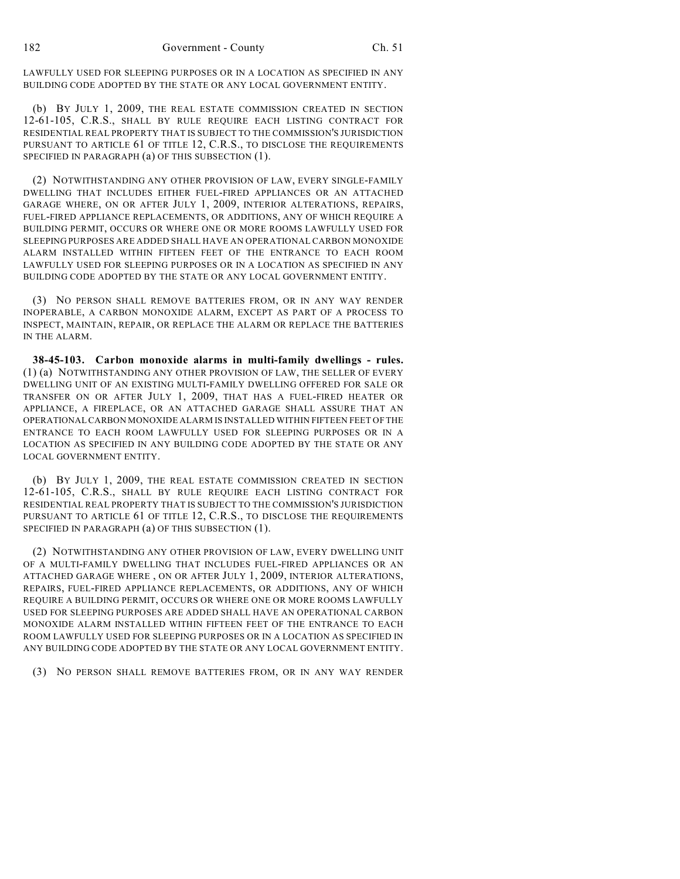LAWFULLY USED FOR SLEEPING PURPOSES OR IN A LOCATION AS SPECIFIED IN ANY BUILDING CODE ADOPTED BY THE STATE OR ANY LOCAL GOVERNMENT ENTITY.

(b) BY JULY 1, 2009, THE REAL ESTATE COMMISSION CREATED IN SECTION 12-61-105, C.R.S., SHALL BY RULE REQUIRE EACH LISTING CONTRACT FOR RESIDENTIAL REAL PROPERTY THAT IS SUBJECT TO THE COMMISSION'S JURISDICTION PURSUANT TO ARTICLE 61 OF TITLE 12, C.R.S., TO DISCLOSE THE REQUIREMENTS SPECIFIED IN PARAGRAPH (a) OF THIS SUBSECTION (1).

(2) NOTWITHSTANDING ANY OTHER PROVISION OF LAW, EVERY SINGLE-FAMILY DWELLING THAT INCLUDES EITHER FUEL-FIRED APPLIANCES OR AN ATTACHED GARAGE WHERE, ON OR AFTER JULY 1, 2009, INTERIOR ALTERATIONS, REPAIRS, FUEL-FIRED APPLIANCE REPLACEMENTS, OR ADDITIONS, ANY OF WHICH REQUIRE A BUILDING PERMIT, OCCURS OR WHERE ONE OR MORE ROOMS LAWFULLY USED FOR SLEEPING PURPOSES ARE ADDED SHALL HAVE AN OPERATIONAL CARBON MONOXIDE ALARM INSTALLED WITHIN FIFTEEN FEET OF THE ENTRANCE TO EACH ROOM LAWFULLY USED FOR SLEEPING PURPOSES OR IN A LOCATION AS SPECIFIED IN ANY BUILDING CODE ADOPTED BY THE STATE OR ANY LOCAL GOVERNMENT ENTITY.

(3) NO PERSON SHALL REMOVE BATTERIES FROM, OR IN ANY WAY RENDER INOPERABLE, A CARBON MONOXIDE ALARM, EXCEPT AS PART OF A PROCESS TO INSPECT, MAINTAIN, REPAIR, OR REPLACE THE ALARM OR REPLACE THE BATTERIES IN THE ALARM.

**38-45-103. Carbon monoxide alarms in multi-family dwellings - rules.** (1) (a) NOTWITHSTANDING ANY OTHER PROVISION OF LAW, THE SELLER OF EVERY DWELLING UNIT OF AN EXISTING MULTI-FAMILY DWELLING OFFERED FOR SALE OR TRANSFER ON OR AFTER JULY 1, 2009, THAT HAS A FUEL-FIRED HEATER OR APPLIANCE, A FIREPLACE, OR AN ATTACHED GARAGE SHALL ASSURE THAT AN OPERATIONAL CARBON MONOXIDE ALARM IS INSTALLED WITHIN FIFTEEN FEET OF THE ENTRANCE TO EACH ROOM LAWFULLY USED FOR SLEEPING PURPOSES OR IN A LOCATION AS SPECIFIED IN ANY BUILDING CODE ADOPTED BY THE STATE OR ANY LOCAL GOVERNMENT ENTITY.

(b) BY JULY 1, 2009, THE REAL ESTATE COMMISSION CREATED IN SECTION 12-61-105, C.R.S., SHALL BY RULE REQUIRE EACH LISTING CONTRACT FOR RESIDENTIAL REAL PROPERTY THAT IS SUBJECT TO THE COMMISSION'S JURISDICTION PURSUANT TO ARTICLE 61 OF TITLE 12, C.R.S., TO DISCLOSE THE REQUIREMENTS SPECIFIED IN PARAGRAPH (a) OF THIS SUBSECTION (1).

(2) NOTWITHSTANDING ANY OTHER PROVISION OF LAW, EVERY DWELLING UNIT OF A MULTI-FAMILY DWELLING THAT INCLUDES FUEL-FIRED APPLIANCES OR AN ATTACHED GARAGE WHERE , ON OR AFTER JULY 1, 2009, INTERIOR ALTERATIONS, REPAIRS, FUEL-FIRED APPLIANCE REPLACEMENTS, OR ADDITIONS, ANY OF WHICH REQUIRE A BUILDING PERMIT, OCCURS OR WHERE ONE OR MORE ROOMS LAWFULLY USED FOR SLEEPING PURPOSES ARE ADDED SHALL HAVE AN OPERATIONAL CARBON MONOXIDE ALARM INSTALLED WITHIN FIFTEEN FEET OF THE ENTRANCE TO EACH ROOM LAWFULLY USED FOR SLEEPING PURPOSES OR IN A LOCATION AS SPECIFIED IN ANY BUILDING CODE ADOPTED BY THE STATE OR ANY LOCAL GOVERNMENT ENTITY.

(3) NO PERSON SHALL REMOVE BATTERIES FROM, OR IN ANY WAY RENDER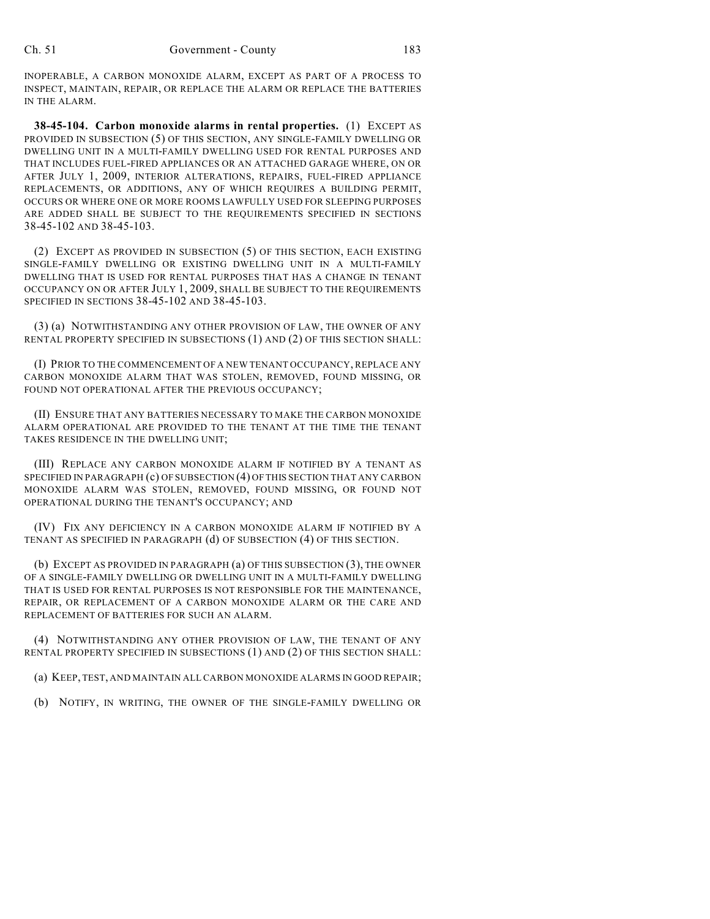INOPERABLE, A CARBON MONOXIDE ALARM, EXCEPT AS PART OF A PROCESS TO INSPECT, MAINTAIN, REPAIR, OR REPLACE THE ALARM OR REPLACE THE BATTERIES IN THE ALARM.

**38-45-104. Carbon monoxide alarms in rental properties.** (1) EXCEPT AS PROVIDED IN SUBSECTION (5) OF THIS SECTION, ANY SINGLE-FAMILY DWELLING OR DWELLING UNIT IN A MULTI-FAMILY DWELLING USED FOR RENTAL PURPOSES AND THAT INCLUDES FUEL-FIRED APPLIANCES OR AN ATTACHED GARAGE WHERE, ON OR AFTER JULY 1, 2009, INTERIOR ALTERATIONS, REPAIRS, FUEL-FIRED APPLIANCE REPLACEMENTS, OR ADDITIONS, ANY OF WHICH REQUIRES A BUILDING PERMIT, OCCURS OR WHERE ONE OR MORE ROOMS LAWFULLY USED FOR SLEEPING PURPOSES ARE ADDED SHALL BE SUBJECT TO THE REQUIREMENTS SPECIFIED IN SECTIONS 38-45-102 AND 38-45-103.

(2) EXCEPT AS PROVIDED IN SUBSECTION (5) OF THIS SECTION, EACH EXISTING SINGLE-FAMILY DWELLING OR EXISTING DWELLING UNIT IN A MULTI-FAMILY DWELLING THAT IS USED FOR RENTAL PURPOSES THAT HAS A CHANGE IN TENANT OCCUPANCY ON OR AFTER JULY 1, 2009, SHALL BE SUBJECT TO THE REQUIREMENTS SPECIFIED IN SECTIONS 38-45-102 AND 38-45-103.

(3) (a) NOTWITHSTANDING ANY OTHER PROVISION OF LAW, THE OWNER OF ANY RENTAL PROPERTY SPECIFIED IN SUBSECTIONS (1) AND (2) OF THIS SECTION SHALL:

(I) PRIOR TO THE COMMENCEMENT OF A NEW TENANT OCCUPANCY, REPLACE ANY CARBON MONOXIDE ALARM THAT WAS STOLEN, REMOVED, FOUND MISSING, OR FOUND NOT OPERATIONAL AFTER THE PREVIOUS OCCUPANCY;

(II) ENSURE THAT ANY BATTERIES NECESSARY TO MAKE THE CARBON MONOXIDE ALARM OPERATIONAL ARE PROVIDED TO THE TENANT AT THE TIME THE TENANT TAKES RESIDENCE IN THE DWELLING UNIT;

(III) REPLACE ANY CARBON MONOXIDE ALARM IF NOTIFIED BY A TENANT AS SPECIFIED IN PARAGRAPH (c) OF SUBSECTION (4) OF THIS SECTION THAT ANY CARBON MONOXIDE ALARM WAS STOLEN, REMOVED, FOUND MISSING, OR FOUND NOT OPERATIONAL DURING THE TENANT'S OCCUPANCY; AND

(IV) FIX ANY DEFICIENCY IN A CARBON MONOXIDE ALARM IF NOTIFIED BY A TENANT AS SPECIFIED IN PARAGRAPH (d) OF SUBSECTION (4) OF THIS SECTION.

(b) EXCEPT AS PROVIDED IN PARAGRAPH (a) OF THIS SUBSECTION (3), THE OWNER OF A SINGLE-FAMILY DWELLING OR DWELLING UNIT IN A MULTI-FAMILY DWELLING THAT IS USED FOR RENTAL PURPOSES IS NOT RESPONSIBLE FOR THE MAINTENANCE, REPAIR, OR REPLACEMENT OF A CARBON MONOXIDE ALARM OR THE CARE AND REPLACEMENT OF BATTERIES FOR SUCH AN ALARM.

(4) NOTWITHSTANDING ANY OTHER PROVISION OF LAW, THE TENANT OF ANY RENTAL PROPERTY SPECIFIED IN SUBSECTIONS (1) AND (2) OF THIS SECTION SHALL:

(a) KEEP, TEST, AND MAINTAIN ALL CARBON MONOXIDE ALARMS IN GOOD REPAIR;

(b) NOTIFY, IN WRITING, THE OWNER OF THE SINGLE-FAMILY DWELLING OR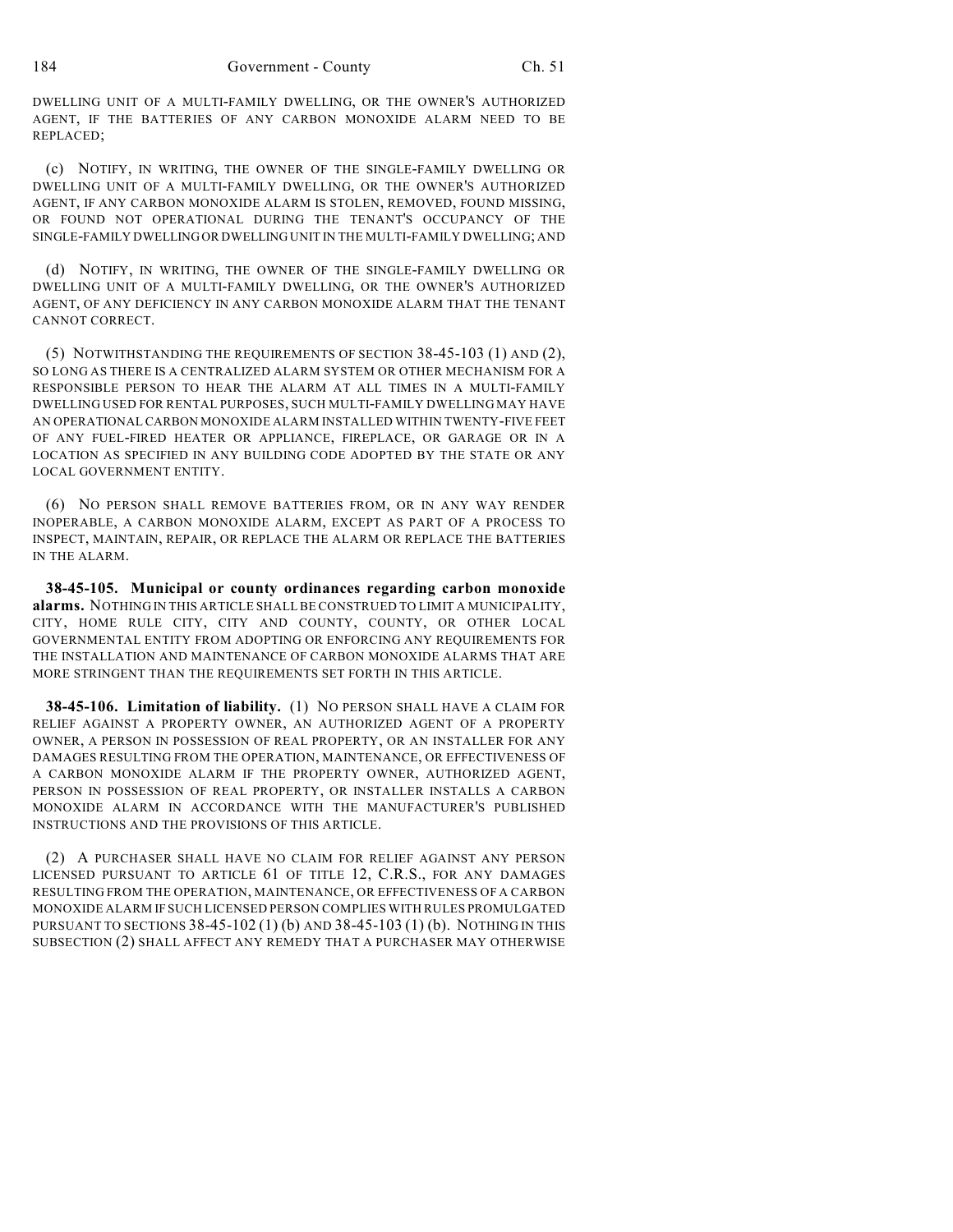DWELLING UNIT OF A MULTI-FAMILY DWELLING, OR THE OWNER'S AUTHORIZED AGENT, IF THE BATTERIES OF ANY CARBON MONOXIDE ALARM NEED TO BE REPLACED;

(c) NOTIFY, IN WRITING, THE OWNER OF THE SINGLE-FAMILY DWELLING OR DWELLING UNIT OF A MULTI-FAMILY DWELLING, OR THE OWNER'S AUTHORIZED AGENT, IF ANY CARBON MONOXIDE ALARM IS STOLEN, REMOVED, FOUND MISSING, OR FOUND NOT OPERATIONAL DURING THE TENANT'S OCCUPANCY OF THE SINGLE-FAMILY DWELLING OR DWELLING UNIT IN THE MULTI-FAMILY DWELLING; AND

(d) NOTIFY, IN WRITING, THE OWNER OF THE SINGLE-FAMILY DWELLING OR DWELLING UNIT OF A MULTI-FAMILY DWELLING, OR THE OWNER'S AUTHORIZED AGENT, OF ANY DEFICIENCY IN ANY CARBON MONOXIDE ALARM THAT THE TENANT CANNOT CORRECT.

(5) NOTWITHSTANDING THE REQUIREMENTS OF SECTION 38-45-103 (1) AND (2), SO LONG AS THERE IS A CENTRALIZED ALARM SYSTEM OR OTHER MECHANISM FOR A RESPONSIBLE PERSON TO HEAR THE ALARM AT ALL TIMES IN A MULTI-FAMILY DWELLING USED FOR RENTAL PURPOSES, SUCH MULTI-FAMILY DWELLING MAY HAVE AN OPERATIONAL CARBON MONOXIDE ALARM INSTALLED WITHIN TWENTY-FIVE FEET OF ANY FUEL-FIRED HEATER OR APPLIANCE, FIREPLACE, OR GARAGE OR IN A LOCATION AS SPECIFIED IN ANY BUILDING CODE ADOPTED BY THE STATE OR ANY LOCAL GOVERNMENT ENTITY.

(6) NO PERSON SHALL REMOVE BATTERIES FROM, OR IN ANY WAY RENDER INOPERABLE, A CARBON MONOXIDE ALARM, EXCEPT AS PART OF A PROCESS TO INSPECT, MAINTAIN, REPAIR, OR REPLACE THE ALARM OR REPLACE THE BATTERIES IN THE ALARM.

**38-45-105. Municipal or county ordinances regarding carbon monoxide alarms.** NOTHING IN THIS ARTICLE SHALL BE CONSTRUED TO LIMIT A MUNICIPALITY, CITY, HOME RULE CITY, CITY AND COUNTY, COUNTY, OR OTHER LOCAL GOVERNMENTAL ENTITY FROM ADOPTING OR ENFORCING ANY REQUIREMENTS FOR THE INSTALLATION AND MAINTENANCE OF CARBON MONOXIDE ALARMS THAT ARE MORE STRINGENT THAN THE REQUIREMENTS SET FORTH IN THIS ARTICLE.

**38-45-106. Limitation of liability.** (1) NO PERSON SHALL HAVE A CLAIM FOR RELIEF AGAINST A PROPERTY OWNER, AN AUTHORIZED AGENT OF A PROPERTY OWNER, A PERSON IN POSSESSION OF REAL PROPERTY, OR AN INSTALLER FOR ANY DAMAGES RESULTING FROM THE OPERATION, MAINTENANCE, OR EFFECTIVENESS OF A CARBON MONOXIDE ALARM IF THE PROPERTY OWNER, AUTHORIZED AGENT, PERSON IN POSSESSION OF REAL PROPERTY, OR INSTALLER INSTALLS A CARBON MONOXIDE ALARM IN ACCORDANCE WITH THE MANUFACTURER'S PUBLISHED INSTRUCTIONS AND THE PROVISIONS OF THIS ARTICLE.

(2) A PURCHASER SHALL HAVE NO CLAIM FOR RELIEF AGAINST ANY PERSON LICENSED PURSUANT TO ARTICLE 61 OF TITLE 12, C.R.S., FOR ANY DAMAGES RESULTING FROM THE OPERATION, MAINTENANCE, OR EFFECTIVENESS OF A CARBON MONOXIDE ALARM IF SUCH LICENSED PERSON COMPLIES WITH RULES PROMULGATED PURSUANT TO SECTIONS 38-45-102 (1) (b) AND 38-45-103 (1) (b). NOTHING IN THIS SUBSECTION (2) SHALL AFFECT ANY REMEDY THAT A PURCHASER MAY OTHERWISE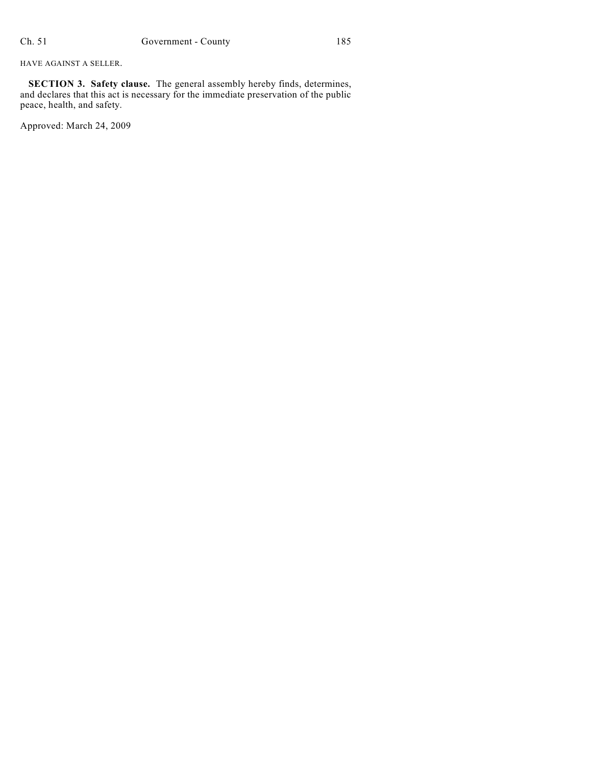HAVE AGAINST A SELLER.

**SECTION 3. Safety clause.** The general assembly hereby finds, determines, and declares that this act is necessary for the immediate preservation of the public peace, health, and safety.

Approved: March 24, 2009